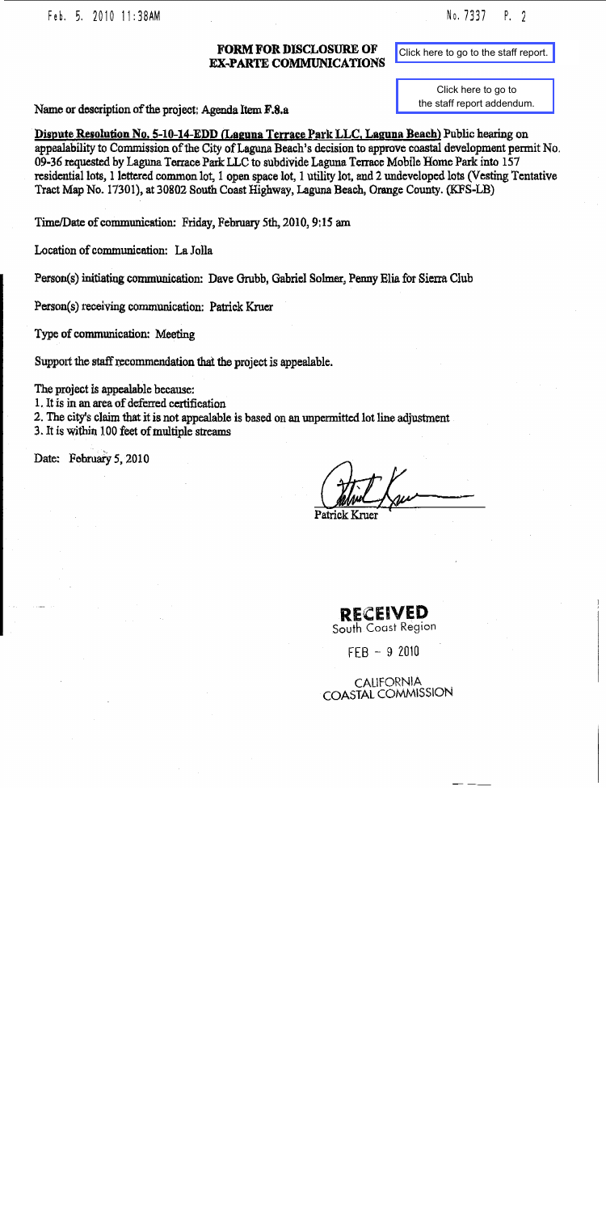# FORM FOR DISCLOSURE OF EX-PARTE COMMUNICATIONS

Click here to go to the staff report.

Click here to go to the staff report addendum.

Name or description of the project: Agenda Item **F.8.a**

**Dispute Resolution No. 5-10-14-EDD (Laguna Terrace Park LLC, Laguna Beach)** Public hearing on appealability to Commission of the City of Laguna Beach's decision to approve coastal development permit No. 09-36 requested by Laguna Terrace Park LLC to subdivide Laguna Terrace Mobile Home Park into 157 residential lots, 1 lettered common lot, 1 open space lot, 1 utility lot, and 2 undeveloped lots (Vesting Tentative Tract Map No. 17301), at 30802 South Coast Highway, Laguna Beach, Orange County. (KFS-LB)

Time/Date of communication: Friday, February 5th, 2010, 9:15 am

Location of communication: La Jolla

Person(s) initiating communication: Dave Grubb, Gabriel Solmer, Penny Elia for Sierra Club

Person(s) receiving communication: Patrick Kruer

Type of communication: Meeting

Support the staff recommendation that the project is appealable.

The project is appealable because:

1. It is in an area of deferred certification
2. The city's claim that it is not appealable is based on an unpermitted lot line adjustment
3. It is within 100 feet of multiple streams

Date: February 5, 2010

Patrick Kruer

RECEIVED
South Coast Region

FEB - 9 2010

CALIFORNIA
COASTAL COMMISSION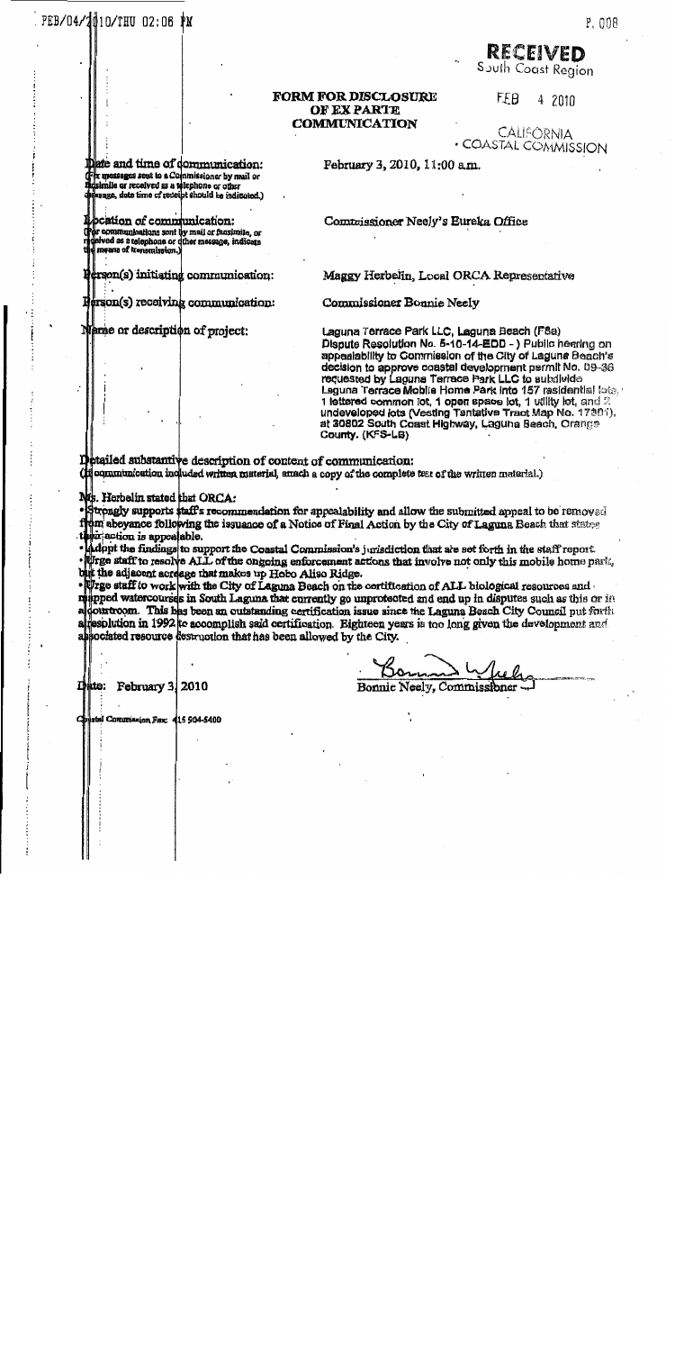**RECEIVED**
South Coast Region

FEB 4 2010

CALIFORNIA
COASTAL COMMISSION

# FORM FOR DISCLOSURE OF EX PARTE COMMUNICATION

**Date and time of communication:**
(For messages sent to a Commissioner by mail or facsimile or received as a telephone or other message, date time of receipt should be indicated.)

February 3, 2010, 11:00 a.m.

**Location of communication:**
(For communications sent by mail or facsimile, or received as a telephone or other message, indicate the means of transmission.)

Commissioner Neely's Eureka Office

**Person(s) initiating communication:**

Maggy Herbelin, Local ORCA Representative

**Person(s) receiving communication:**

Commissioner Bonnie Neely

**Name or description of project:**

Laguna Terrace Park LLC, Laguna Beach (F8a) Dispute Resolution No. 5-10-14-EDD - ) Public hearing on appealability to Commission of the City of Laguna Beach's decision to approve coastal development permit No. 09-36 requested by Laguna Terrace Park LLC to subdivide Laguna Terrace Mobile Home Park into 157 residential lots, 1 lettered common lot, 1 open space lot, 1 utility lot, and 2 undeveloped lots (Vesting Tentative Tract Map No. 17301), at 30802 South Coast Highway, Laguna Beach, Orange County. (KFS-LB)

**Detailed substantive description of content of communication:**
(If communication included written material, attach a copy of the complete text of the written material.)

Ms. Herbelin stated that ORCA:

- Strongly supports staff's recommendation for appealability and allow the submitted appeal to be removed from abeyance following the issuance of a Notice of Final Action by the City of Laguna Beach that states their action is appealable.
- Adopt the findings to support the Coastal Commission's jurisdiction that are set forth in the staff report.
- Urge staff to resolve ALL of the ongoing enforcement actions that involve not only this mobile home park, but the adjacent acreage that makes up Hobo Aliso Ridge.
- Urge staff to work with the City of Laguna Beach on the certification of ALL biological resources and mapped watercourses in South Laguna that currently go unprotected and end up in disputes such as this or in a courtroom. This has been an outstanding certification issue since the Laguna Beach City Council put forth a resolution in 1992 to accomplish said certification. Eighteen years is too long given the development and associated resource destruction that has been allowed by the City.

Date: February 3, 2010

Bonnie Neely, Commissioner

Coastal Commission Fax: 415 904-5400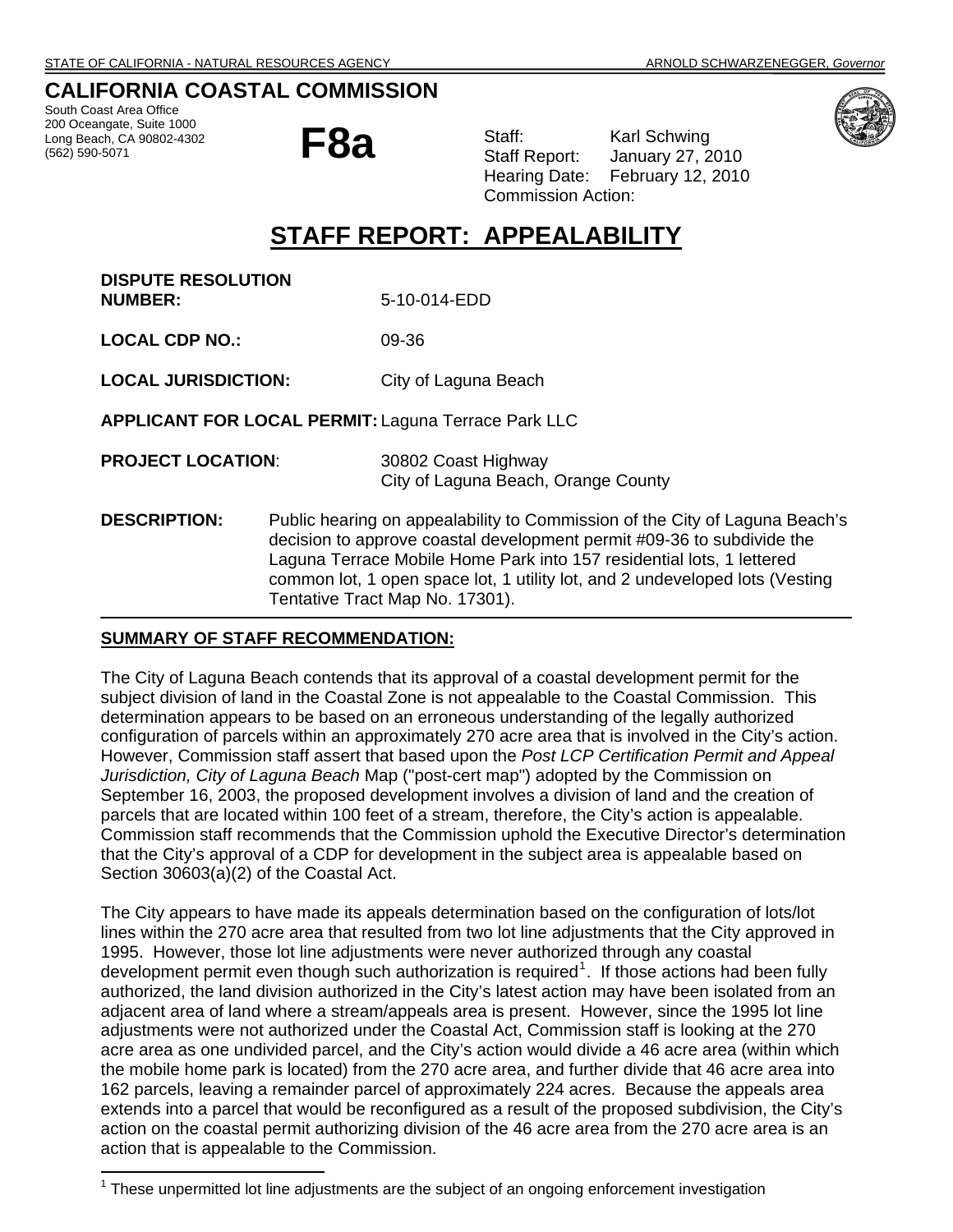STATE OF CALIFORNIA - NATURAL RESOURCES AGENCY — ARNOLD SCHWARZENEGGER, *Governor*

# CALIFORNIA COASTAL COMMISSION

South Coast Area Office
200 Oceangate, Suite 1000
Long Beach, CA 90802-4302
(562) 590-5071

**F8a**

Staff: Karl Schwing
Staff Report: January 27, 2010
Hearing Date: February 12, 2010
Commission Action:

# STAFF REPORT: APPEALABILITY

**DISPUTE RESOLUTION NUMBER:** 5-10-014-EDD

**LOCAL CDP NO.:** 09-36

**LOCAL JURISDICTION:** City of Laguna Beach

**APPLICANT FOR LOCAL PERMIT:** Laguna Terrace Park LLC

**PROJECT LOCATION:** 30802 Coast Highway
City of Laguna Beach, Orange County

**DESCRIPTION:** Public hearing on appealability to Commission of the City of Laguna Beach's decision to approve coastal development permit #09-36 to subdivide the Laguna Terrace Mobile Home Park into 157 residential lots, 1 lettered common lot, 1 open space lot, 1 utility lot, and 2 undeveloped lots (Vesting Tentative Tract Map No. 17301).

## SUMMARY OF STAFF RECOMMENDATION:

The City of Laguna Beach contends that its approval of a coastal development permit for the subject division of land in the Coastal Zone is not appealable to the Coastal Commission. This determination appears to be based on an erroneous understanding of the legally authorized configuration of parcels within an approximately 270 acre area that is involved in the City's action. However, Commission staff assert that based upon the *Post LCP Certification Permit and Appeal Jurisdiction, City of Laguna Beach* Map ("post-cert map") adopted by the Commission on September 16, 2003, the proposed development involves a division of land and the creation of parcels that are located within 100 feet of a stream, therefore, the City's action is appealable. Commission staff recommends that the Commission uphold the Executive Director's determination that the City's approval of a CDP for development in the subject area is appealable based on Section 30603(a)(2) of the Coastal Act.

The City appears to have made its appeals determination based on the configuration of lots/lot lines within the 270 acre area that resulted from two lot line adjustments that the City approved in 1995. However, those lot line adjustments were never authorized through any coastal development permit even though such authorization is required[1]. If those actions had been fully authorized, the land division authorized in the City's latest action may have been isolated from an adjacent area of land where a stream/appeals area is present. However, since the 1995 lot line adjustments were not authorized under the Coastal Act, Commission staff is looking at the 270 acre area as one undivided parcel, and the City's action would divide a 46 acre area (within which the mobile home park is located) from the 270 acre area, and further divide that 46 acre area into 162 parcels, leaving a remainder parcel of approximately 224 acres. Because the appeals area extends into a parcel that would be reconfigured as a result of the proposed subdivision, the City's action on the coastal permit authorizing division of the 46 acre area from the 270 acre area is an action that is appealable to the Commission.

[1] These unpermitted lot line adjustments are the subject of an ongoing enforcement investigation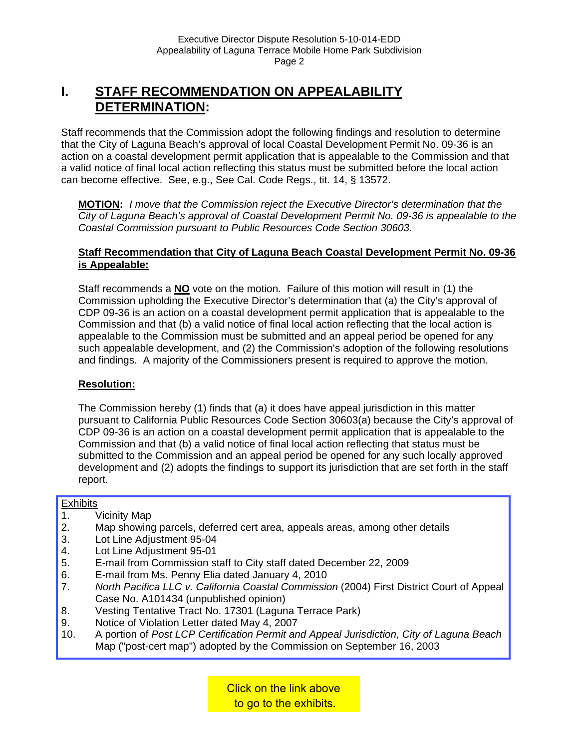# I. STAFF RECOMMENDATION ON APPEALABILITY DETERMINATION:

Staff recommends that the Commission adopt the following findings and resolution to determine that the City of Laguna Beach's approval of local Coastal Development Permit No. 09-36 is an action on a coastal development permit application that is appealable to the Commission and that a valid notice of final local action reflecting this status must be submitted before the local action can become effective. See, e.g., See Cal. Code Regs., tit. 14, § 13572.

**MOTION:** *I move that the Commission reject the Executive Director's determination that the City of Laguna Beach's approval of Coastal Development Permit No. 09-36 is appealable to the Coastal Commission pursuant to Public Resources Code Section 30603.*

**Staff Recommendation that City of Laguna Beach Coastal Development Permit No. 09-36 is Appealable:**

Staff recommends a **NO** vote on the motion. Failure of this motion will result in (1) the Commission upholding the Executive Director's determination that (a) the City's approval of CDP 09-36 is an action on a coastal development permit application that is appealable to the Commission and that (b) a valid notice of final local action reflecting that the local action is appealable to the Commission must be submitted and an appeal period be opened for any such appealable development, and (2) the Commission's adoption of the following resolutions and findings. A majority of the Commissioners present is required to approve the motion.

**Resolution:**

The Commission hereby (1) finds that (a) it does have appeal jurisdiction in this matter pursuant to California Public Resources Code Section 30603(a) because the City's approval of CDP 09-36 is an action on a coastal development permit application that is appealable to the Commission and that (b) a valid notice of final local action reflecting that status must be submitted to the Commission and an appeal period be opened for any such locally approved development and (2) adopts the findings to support its jurisdiction that are set forth in the staff report.

Exhibits

1. Vicinity Map
2. Map showing parcels, deferred cert area, appeals areas, among other details
3. Lot Line Adjustment 95-04
4. Lot Line Adjustment 95-01
5. E-mail from Commission staff to City staff dated December 22, 2009
6. E-mail from Ms. Penny Elia dated January 4, 2010
7. *North Pacifica LLC v. California Coastal Commission* (2004) First District Court of Appeal Case No. A101434 (unpublished opinion)
8. Vesting Tentative Tract No. 17301 (Laguna Terrace Park)
9. Notice of Violation Letter dated May 4, 2007
10. A portion of *Post LCP Certification Permit and Appeal Jurisdiction, City of Laguna Beach* Map ("post-cert map") adopted by the Commission on September 16, 2003

Click on the link above to go to the exhibits.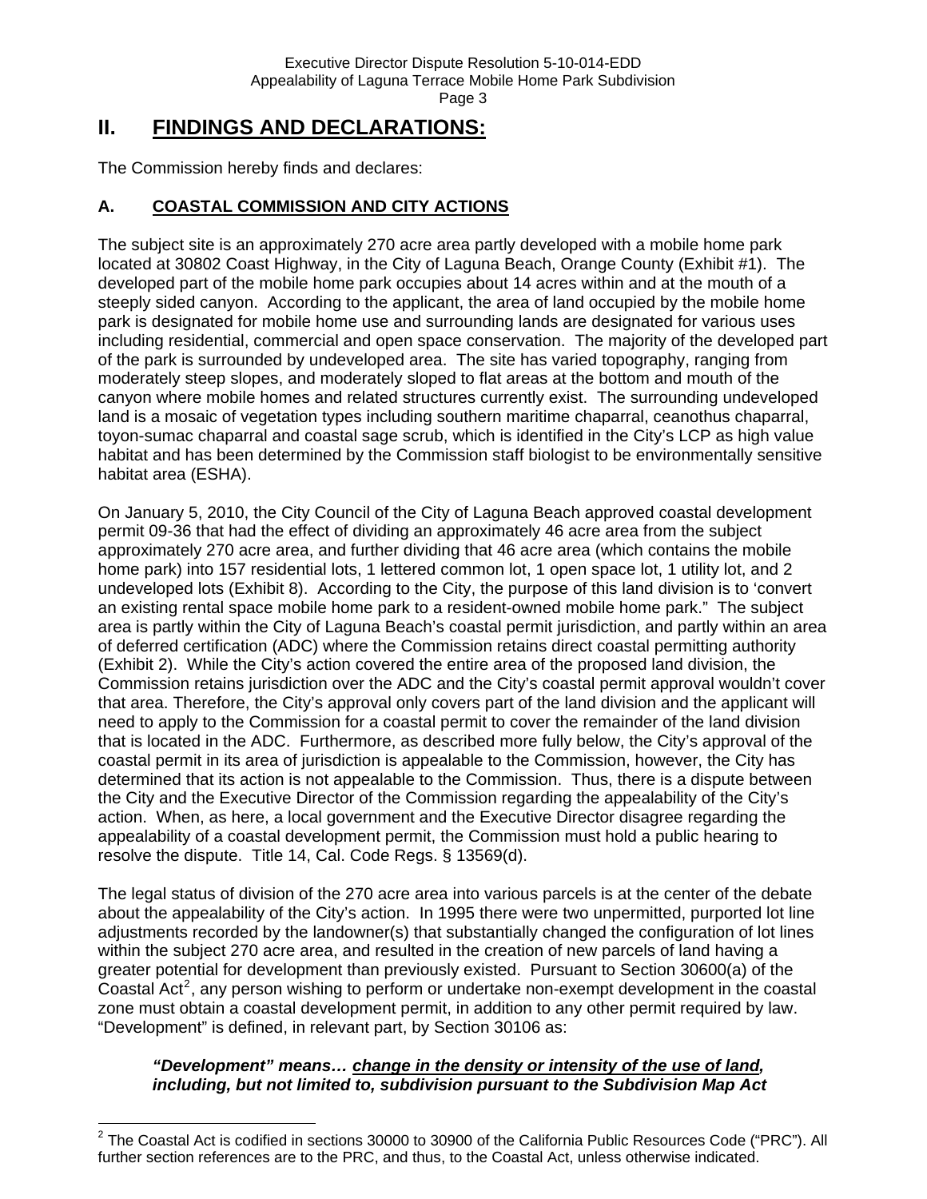## II. FINDINGS AND DECLARATIONS:

The Commission hereby finds and declares:

### A. COASTAL COMMISSION AND CITY ACTIONS

The subject site is an approximately 270 acre area partly developed with a mobile home park located at 30802 Coast Highway, in the City of Laguna Beach, Orange County (Exhibit #1). The developed part of the mobile home park occupies about 14 acres within and at the mouth of a steeply sided canyon. According to the applicant, the area of land occupied by the mobile home park is designated for mobile home use and surrounding lands are designated for various uses including residential, commercial and open space conservation. The majority of the developed part of the park is surrounded by undeveloped area. The site has varied topography, ranging from moderately steep slopes, and moderately sloped to flat areas at the bottom and mouth of the canyon where mobile homes and related structures currently exist. The surrounding undeveloped land is a mosaic of vegetation types including southern maritime chaparral, ceanothus chaparral, toyon-sumac chaparral and coastal sage scrub, which is identified in the City's LCP as high value habitat and has been determined by the Commission staff biologist to be environmentally sensitive habitat area (ESHA).

On January 5, 2010, the City Council of the City of Laguna Beach approved coastal development permit 09-36 that had the effect of dividing an approximately 46 acre area from the subject approximately 270 acre area, and further dividing that 46 acre area (which contains the mobile home park) into 157 residential lots, 1 lettered common lot, 1 open space lot, 1 utility lot, and 2 undeveloped lots (Exhibit 8). According to the City, the purpose of this land division is to 'convert an existing rental space mobile home park to a resident-owned mobile home park." The subject area is partly within the City of Laguna Beach's coastal permit jurisdiction, and partly within an area of deferred certification (ADC) where the Commission retains direct coastal permitting authority (Exhibit 2). While the City's action covered the entire area of the proposed land division, the Commission retains jurisdiction over the ADC and the City's coastal permit approval wouldn't cover that area. Therefore, the City's approval only covers part of the land division and the applicant will need to apply to the Commission for a coastal permit to cover the remainder of the land division that is located in the ADC. Furthermore, as described more fully below, the City's approval of the coastal permit in its area of jurisdiction is appealable to the Commission, however, the City has determined that its action is not appealable to the Commission. Thus, there is a dispute between the City and the Executive Director of the Commission regarding the appealability of the City's action. When, as here, a local government and the Executive Director disagree regarding the appealability of a coastal development permit, the Commission must hold a public hearing to resolve the dispute. Title 14, Cal. Code Regs. § 13569(d).

The legal status of division of the 270 acre area into various parcels is at the center of the debate about the appealability of the City's action. In 1995 there were two unpermitted, purported lot line adjustments recorded by the landowner(s) that substantially changed the configuration of lot lines within the subject 270 acre area, and resulted in the creation of new parcels of land having a greater potential for development than previously existed. Pursuant to Section 30600(a) of the Coastal Act[2], any person wishing to perform or undertake non-exempt development in the coastal zone must obtain a coastal development permit, in addition to any other permit required by law. "Development" is defined, in relevant part, by Section 30106 as:

> ***"Development" means… <u>change in the density or intensity of the use of land</u>, including, but not limited to, subdivision pursuant to the Subdivision Map Act***

[2] The Coastal Act is codified in sections 30000 to 30900 of the California Public Resources Code ("PRC"). All further section references are to the PRC, and thus, to the Coastal Act, unless otherwise indicated.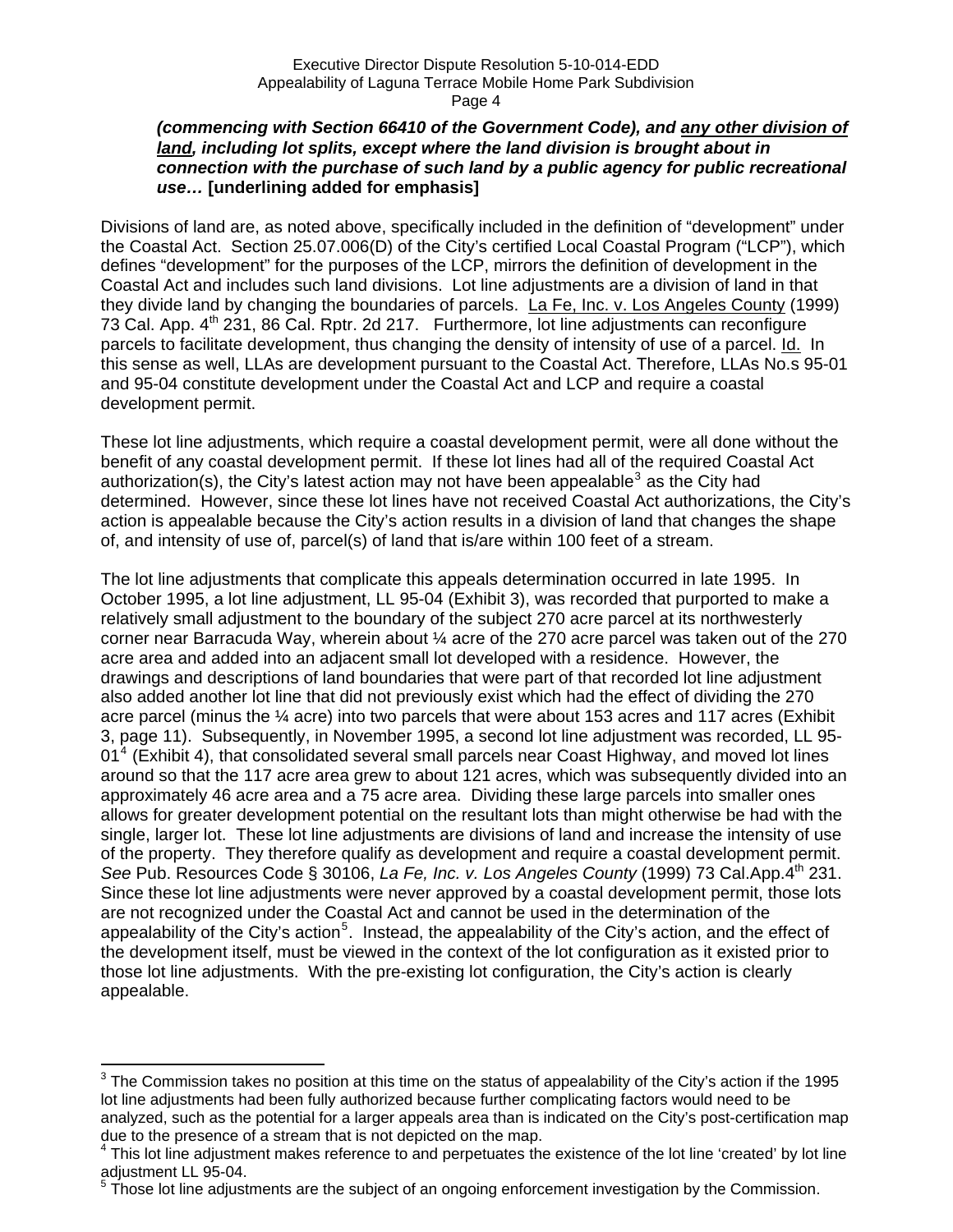***(commencing with Section 66410 of the Government Code), and <u>any other division of land</u>, including lot splits, except where the land division is brought about in connection with the purchase of such land by a public agency for public recreational use…* [underlining added for emphasis]**

Divisions of land are, as noted above, specifically included in the definition of "development" under the Coastal Act. Section 25.07.006(D) of the City's certified Local Coastal Program ("LCP"), which defines "development" for the purposes of the LCP, mirrors the definition of development in the Coastal Act and includes such land divisions. Lot line adjustments are a division of land in that they divide land by changing the boundaries of parcels. <u>La Fe, Inc. v. Los Angeles County</u> (1999) 73 Cal. App. 4th 231, 86 Cal. Rptr. 2d 217. Furthermore, lot line adjustments can reconfigure parcels to facilitate development, thus changing the density of intensity of use of a parcel. <u>Id.</u> In this sense as well, LLAs are development pursuant to the Coastal Act. Therefore, LLAs No.s 95-01 and 95-04 constitute development under the Coastal Act and LCP and require a coastal development permit.

These lot line adjustments, which require a coastal development permit, were all done without the benefit of any coastal development permit. If these lot lines had all of the required Coastal Act authorization(s), the City's latest action may not have been appealable[3] as the City had determined. However, since these lot lines have not received Coastal Act authorizations, the City's action is appealable because the City's action results in a division of land that changes the shape of, and intensity of use of, parcel(s) of land that is/are within 100 feet of a stream.

The lot line adjustments that complicate this appeals determination occurred in late 1995. In October 1995, a lot line adjustment, LL 95-04 (Exhibit 3), was recorded that purported to make a relatively small adjustment to the boundary of the subject 270 acre parcel at its northwesterly corner near Barracuda Way, wherein about ¼ acre of the 270 acre parcel was taken out of the 270 acre area and added into an adjacent small lot developed with a residence. However, the drawings and descriptions of land boundaries that were part of that recorded lot line adjustment also added another lot line that did not previously exist which had the effect of dividing the 270 acre parcel (minus the ¼ acre) into two parcels that were about 153 acres and 117 acres (Exhibit 3, page 11). Subsequently, in November 1995, a second lot line adjustment was recorded, LL 95-01[4] (Exhibit 4), that consolidated several small parcels near Coast Highway, and moved lot lines around so that the 117 acre area grew to about 121 acres, which was subsequently divided into an approximately 46 acre area and a 75 acre area. Dividing these large parcels into smaller ones allows for greater development potential on the resultant lots than might otherwise be had with the single, larger lot. These lot line adjustments are divisions of land and increase the intensity of use of the property. They therefore qualify as development and require a coastal development permit. *See* Pub. Resources Code § 30106, *La Fe, Inc. v. Los Angeles County* (1999) 73 Cal.App.4th 231. Since these lot line adjustments were never approved by a coastal development permit, those lots are not recognized under the Coastal Act and cannot be used in the determination of the appealability of the City's action[5]. Instead, the appealability of the City's action, and the effect of the development itself, must be viewed in the context of the lot configuration as it existed prior to those lot line adjustments. With the pre-existing lot configuration, the City's action is clearly appealable.

---

[3] The Commission takes no position at this time on the status of appealability of the City's action if the 1995 lot line adjustments had been fully authorized because further complicating factors would need to be analyzed, such as the potential for a larger appeals area than is indicated on the City's post-certification map due to the presence of a stream that is not depicted on the map.

[4] This lot line adjustment makes reference to and perpetuates the existence of the lot line 'created' by lot line adjustment LL 95-04.

[5] Those lot line adjustments are the subject of an ongoing enforcement investigation by the Commission.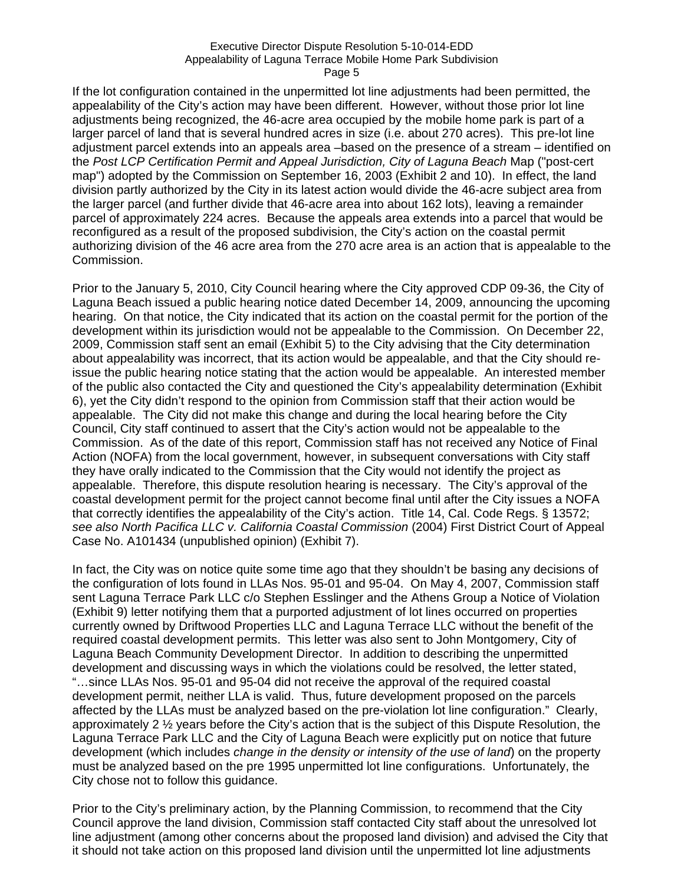If the lot configuration contained in the unpermitted lot line adjustments had been permitted, the appealability of the City's action may have been different. However, without those prior lot line adjustments being recognized, the 46-acre area occupied by the mobile home park is part of a larger parcel of land that is several hundred acres in size (i.e. about 270 acres). This pre-lot line adjustment parcel extends into an appeals area –based on the presence of a stream – identified on the *Post LCP Certification Permit and Appeal Jurisdiction, City of Laguna Beach* Map ("post-cert map") adopted by the Commission on September 16, 2003 (Exhibit 2 and 10). In effect, the land division partly authorized by the City in its latest action would divide the 46-acre subject area from the larger parcel (and further divide that 46-acre area into about 162 lots), leaving a remainder parcel of approximately 224 acres. Because the appeals area extends into a parcel that would be reconfigured as a result of the proposed subdivision, the City's action on the coastal permit authorizing division of the 46 acre area from the 270 acre area is an action that is appealable to the Commission.

Prior to the January 5, 2010, City Council hearing where the City approved CDP 09-36, the City of Laguna Beach issued a public hearing notice dated December 14, 2009, announcing the upcoming hearing. On that notice, the City indicated that its action on the coastal permit for the portion of the development within its jurisdiction would not be appealable to the Commission. On December 22, 2009, Commission staff sent an email (Exhibit 5) to the City advising that the City determination about appealability was incorrect, that its action would be appealable, and that the City should re-issue the public hearing notice stating that the action would be appealable. An interested member of the public also contacted the City and questioned the City's appealability determination (Exhibit 6), yet the City didn't respond to the opinion from Commission staff that their action would be appealable. The City did not make this change and during the local hearing before the City Council, City staff continued to assert that the City's action would not be appealable to the Commission. As of the date of this report, Commission staff has not received any Notice of Final Action (NOFA) from the local government, however, in subsequent conversations with City staff they have orally indicated to the Commission that the City would not identify the project as appealable. Therefore, this dispute resolution hearing is necessary. The City's approval of the coastal development permit for the project cannot become final until after the City issues a NOFA that correctly identifies the appealability of the City's action. Title 14, Cal. Code Regs. § 13572; *see also North Pacifica LLC v. California Coastal Commission* (2004) First District Court of Appeal Case No. A101434 (unpublished opinion) (Exhibit 7).

In fact, the City was on notice quite some time ago that they shouldn't be basing any decisions of the configuration of lots found in LLAs Nos. 95-01 and 95-04. On May 4, 2007, Commission staff sent Laguna Terrace Park LLC c/o Stephen Esslinger and the Athens Group a Notice of Violation (Exhibit 9) letter notifying them that a purported adjustment of lot lines occurred on properties currently owned by Driftwood Properties LLC and Laguna Terrace LLC without the benefit of the required coastal development permits. This letter was also sent to John Montgomery, City of Laguna Beach Community Development Director. In addition to describing the unpermitted development and discussing ways in which the violations could be resolved, the letter stated, "…since LLAs Nos. 95-01 and 95-04 did not receive the approval of the required coastal development permit, neither LLA is valid. Thus, future development proposed on the parcels affected by the LLAs must be analyzed based on the pre-violation lot line configuration." Clearly, approximately 2 ½ years before the City's action that is the subject of this Dispute Resolution, the Laguna Terrace Park LLC and the City of Laguna Beach were explicitly put on notice that future development (which includes *change in the density or intensity of the use of land*) on the property must be analyzed based on the pre 1995 unpermitted lot line configurations. Unfortunately, the City chose not to follow this guidance.

Prior to the City's preliminary action, by the Planning Commission, to recommend that the City Council approve the land division, Commission staff contacted City staff about the unresolved lot line adjustment (among other concerns about the proposed land division) and advised the City that it should not take action on this proposed land division until the unpermitted lot line adjustments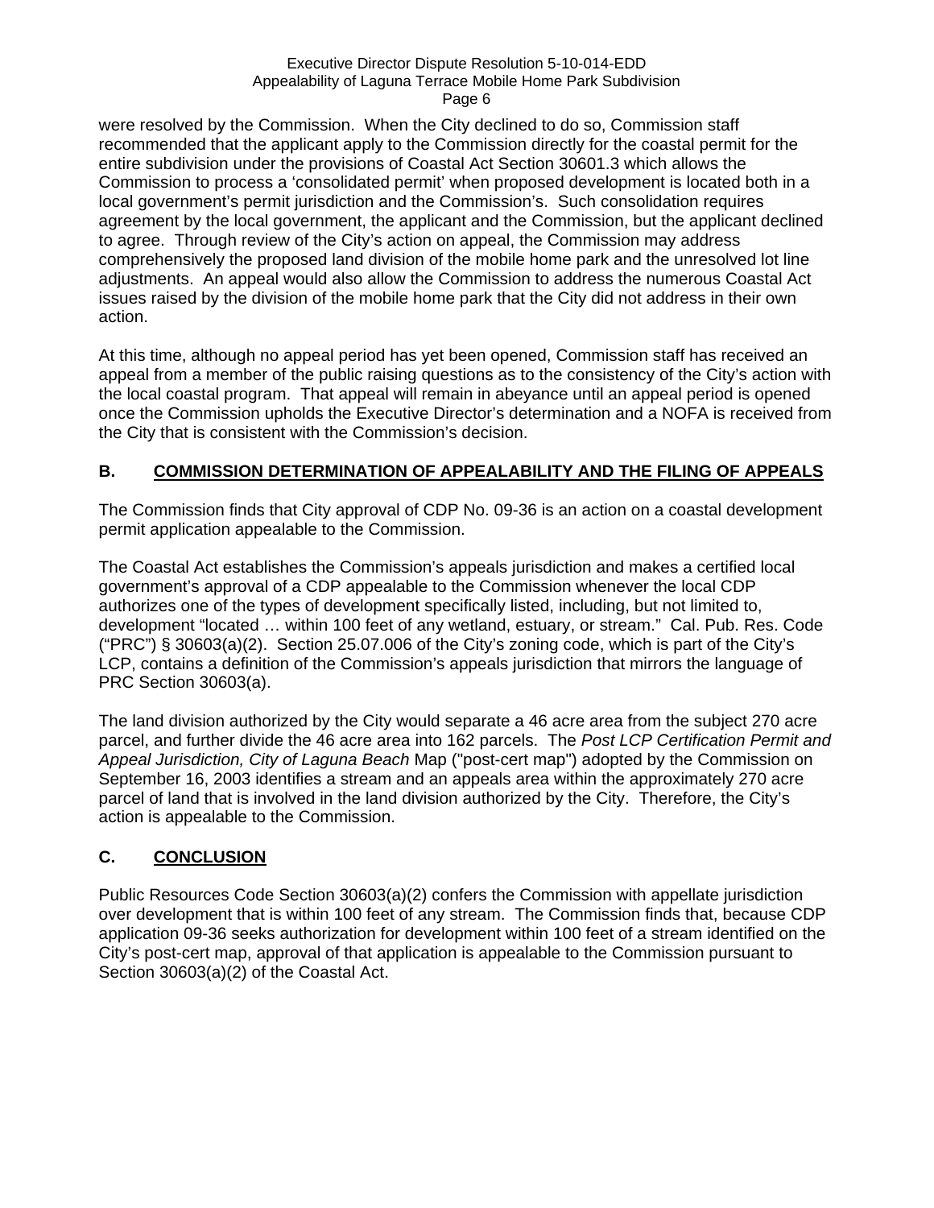were resolved by the Commission. When the City declined to do so, Commission staff recommended that the applicant apply to the Commission directly for the coastal permit for the entire subdivision under the provisions of Coastal Act Section 30601.3 which allows the Commission to process a 'consolidated permit' when proposed development is located both in a local government's permit jurisdiction and the Commission's. Such consolidation requires agreement by the local government, the applicant and the Commission, but the applicant declined to agree. Through review of the City's action on appeal, the Commission may address comprehensively the proposed land division of the mobile home park and the unresolved lot line adjustments. An appeal would also allow the Commission to address the numerous Coastal Act issues raised by the division of the mobile home park that the City did not address in their own action.

At this time, although no appeal period has yet been opened, Commission staff has received an appeal from a member of the public raising questions as to the consistency of the City's action with the local coastal program. That appeal will remain in abeyance until an appeal period is opened once the Commission upholds the Executive Director's determination and a NOFA is received from the City that is consistent with the Commission's decision.

## B. COMMISSION DETERMINATION OF APPEALABILITY AND THE FILING OF APPEALS

The Commission finds that City approval of CDP No. 09-36 is an action on a coastal development permit application appealable to the Commission.

The Coastal Act establishes the Commission's appeals jurisdiction and makes a certified local government's approval of a CDP appealable to the Commission whenever the local CDP authorizes one of the types of development specifically listed, including, but not limited to, development "located … within 100 feet of any wetland, estuary, or stream." Cal. Pub. Res. Code ("PRC") § 30603(a)(2). Section 25.07.006 of the City's zoning code, which is part of the City's LCP, contains a definition of the Commission's appeals jurisdiction that mirrors the language of PRC Section 30603(a).

The land division authorized by the City would separate a 46 acre area from the subject 270 acre parcel, and further divide the 46 acre area into 162 parcels. The *Post LCP Certification Permit and Appeal Jurisdiction, City of Laguna Beach* Map ("post-cert map") adopted by the Commission on September 16, 2003 identifies a stream and an appeals area within the approximately 270 acre parcel of land that is involved in the land division authorized by the City. Therefore, the City's action is appealable to the Commission.

## C. CONCLUSION

Public Resources Code Section 30603(a)(2) confers the Commission with appellate jurisdiction over development that is within 100 feet of any stream. The Commission finds that, because CDP application 09-36 seeks authorization for development within 100 feet of a stream identified on the City's post-cert map, approval of that application is appealable to the Commission pursuant to Section 30603(a)(2) of the Coastal Act.